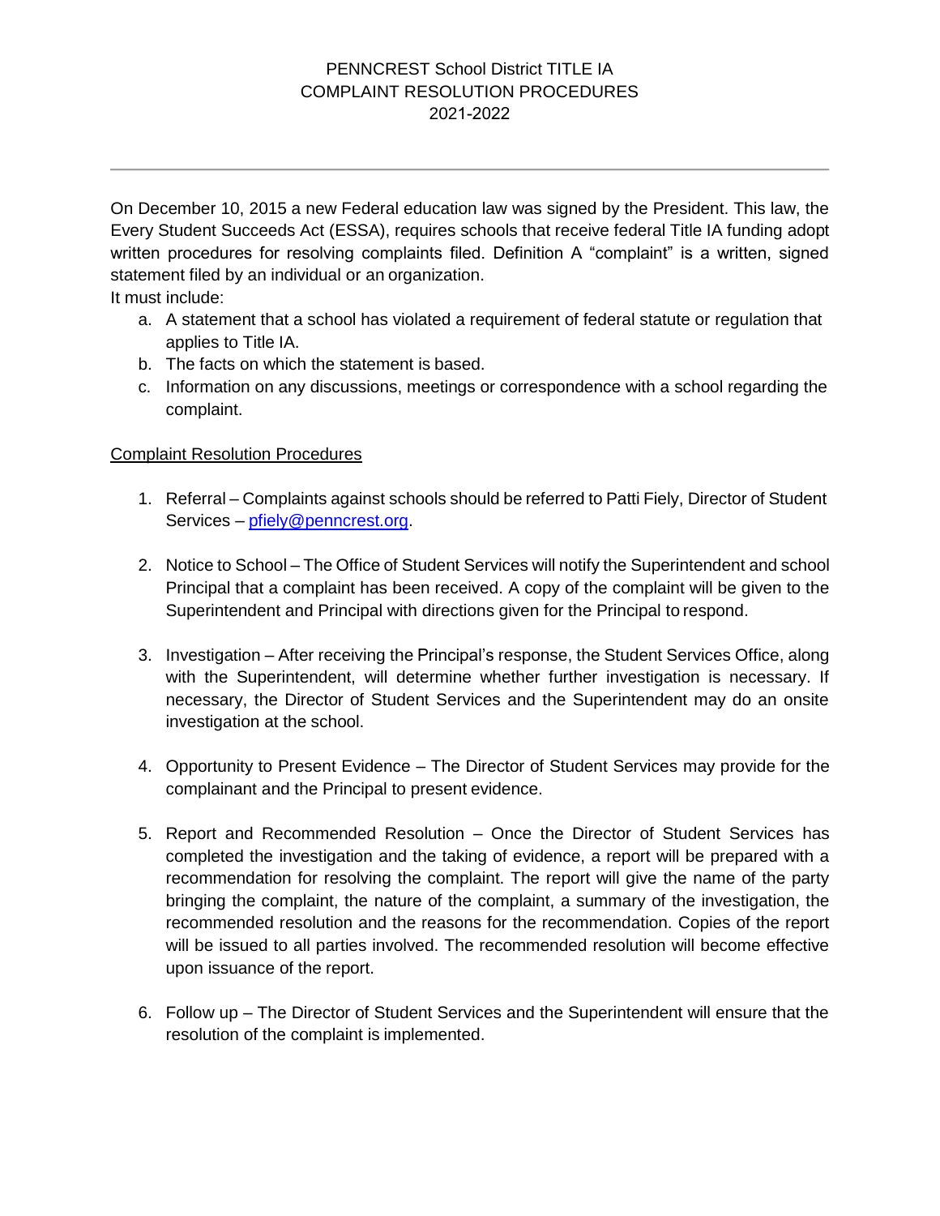# PENNCREST School District TITLE IA COMPLAINT RESOLUTION PROCEDURES 2021-2022

---

On December 10, 2015 a new Federal education law was signed by the President. This law, the Every Student Succeeds Act (ESSA), requires schools that receive federal Title IA funding adopt written procedures for resolving complaints filed. Definition A "complaint" is a written, signed statement filed by an individual or an organization.

It must include:

a. A statement that a school has violated a requirement of federal statute or regulation that applies to Title IA.
b. The facts on which the statement is based.
c. Information on any discussions, meetings or correspondence with a school regarding the complaint.

<u>Complaint Resolution Procedures</u>

1. Referral – Complaints against schools should be referred to Patti Fiely, Director of Student Services – [pfiely@penncrest.org](mailto:pfiely@penncrest.org).

2. Notice to School – The Office of Student Services will notify the Superintendent and school Principal that a complaint has been received. A copy of the complaint will be given to the Superintendent and Principal with directions given for the Principal to respond.

3. Investigation – After receiving the Principal's response, the Student Services Office, along with the Superintendent, will determine whether further investigation is necessary. If necessary, the Director of Student Services and the Superintendent may do an onsite investigation at the school.

4. Opportunity to Present Evidence – The Director of Student Services may provide for the complainant and the Principal to present evidence.

5. Report and Recommended Resolution – Once the Director of Student Services has completed the investigation and the taking of evidence, a report will be prepared with a recommendation for resolving the complaint. The report will give the name of the party bringing the complaint, the nature of the complaint, a summary of the investigation, the recommended resolution and the reasons for the recommendation. Copies of the report will be issued to all parties involved. The recommended resolution will become effective upon issuance of the report.

6. Follow up – The Director of Student Services and the Superintendent will ensure that the resolution of the complaint is implemented.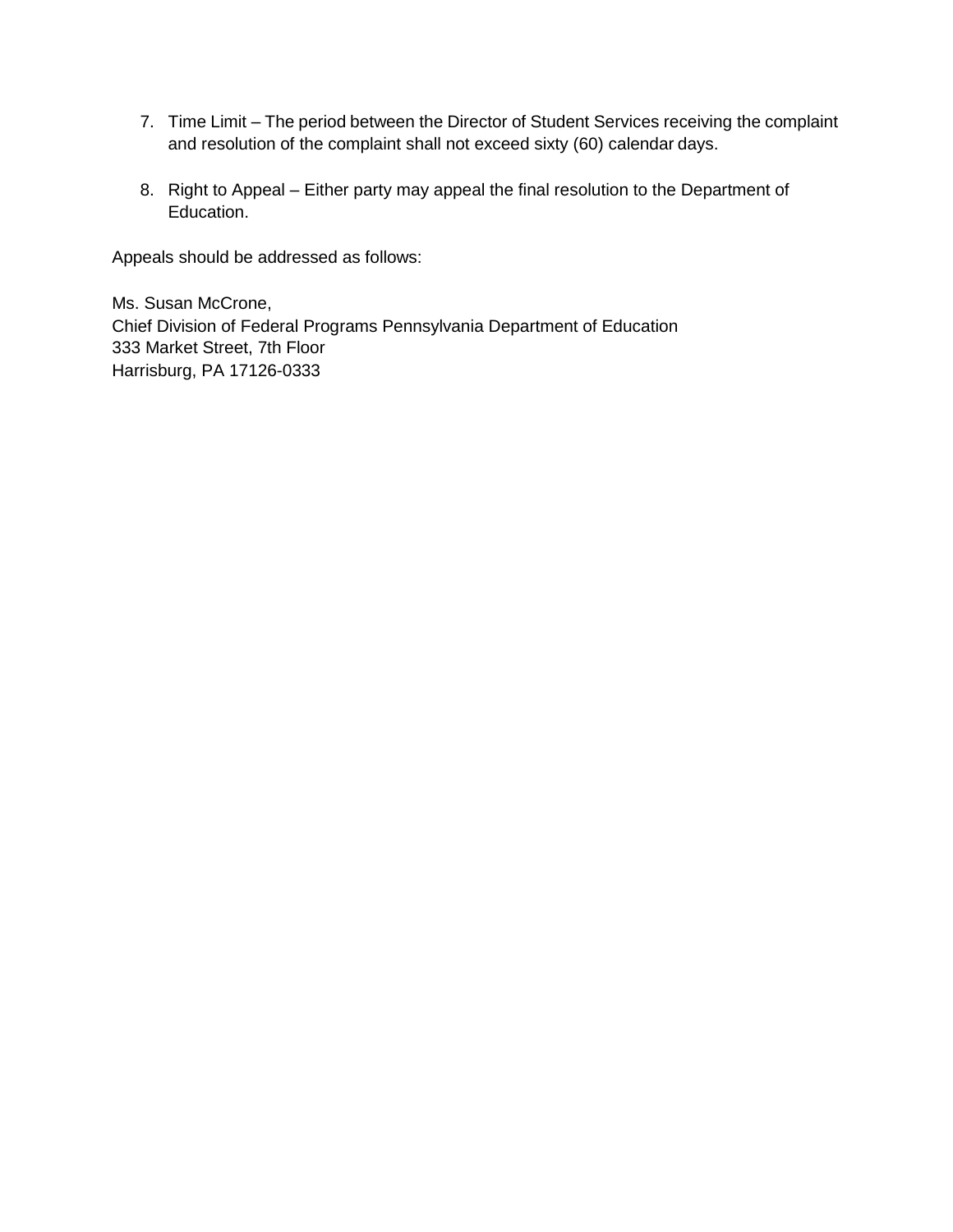7. Time Limit – The period between the Director of Student Services receiving the complaint and resolution of the complaint shall not exceed sixty (60) calendar days.

8. Right to Appeal – Either party may appeal the final resolution to the Department of Education.

Appeals should be addressed as follows:

Ms. Susan McCrone,
Chief Division of Federal Programs Pennsylvania Department of Education
333 Market Street, 7th Floor
Harrisburg, PA 17126-0333